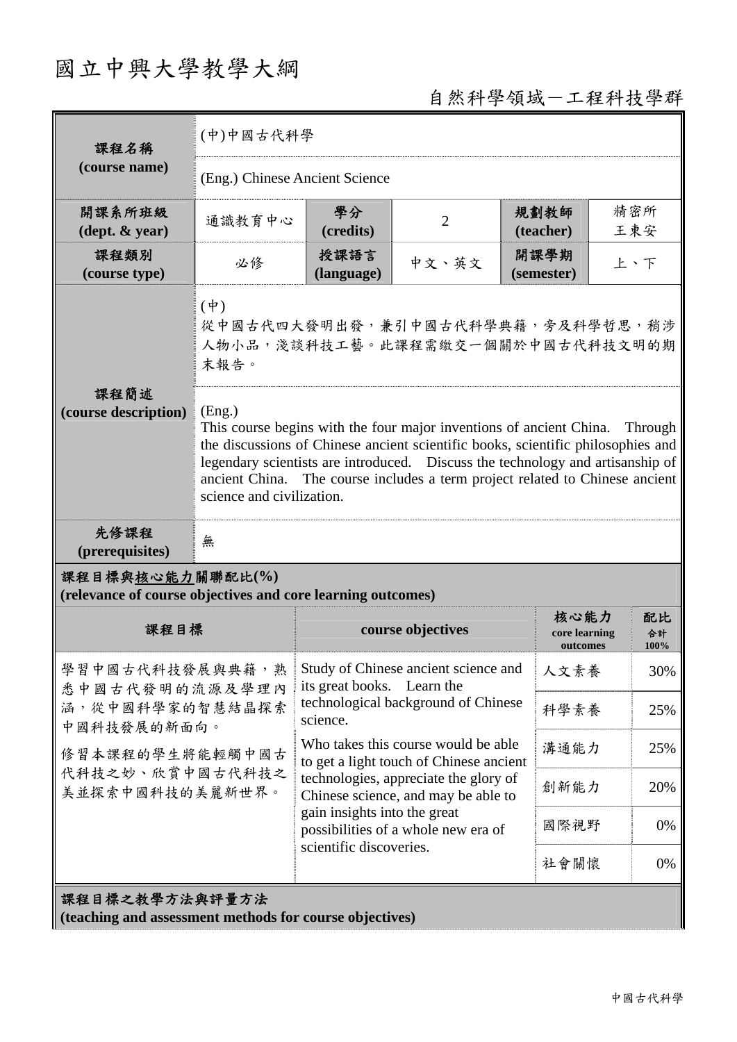# 國立中興大學教學大綱

自然科學領域－工程科技學群

| 課程名稱 (course name) | (中)中國古代科學 | | | | |
|---|---|---|---|---|---|
| | (Eng.) Chinese Ancient Science | | | | |
| 開課系所班級 (dept. & year) | 通識教育中心 | 學分 (credits) | 2 | 規劃教師 (teacher) | 精密所 王東安 |
| 課程類別 (course type) | 必修 | 授課語言 (language) | 中文、英文 | 開課學期 (semester) | 上、下 |
| 課程簡述 (course description) | (中) 從中國古代四大發明出發，兼引中國古代科學典籍，旁及科學哲思，稍涉人物小品，淺談科技工藝。此課程需繳交一個關於中國古代科技文明的期末報告。 | | | | |
| | (Eng.) This course begins with the four major inventions of ancient China. Through the discussions of Chinese ancient scientific books, scientific philosophies and legendary scientists are introduced. Discuss the technology and artisanship of ancient China. The course includes a term project related to Chinese ancient science and civilization. | | | | |
| 先修課程 (prerequisites) | 無 | | | | |

**課程目標與核心能力關聯配比(%)**
**(relevance of course objectives and core learning outcomes)**

| 課程目標 | course objectives | 核心能力 core learning outcomes | 配比 合計100% |
|---|---|---|---|
| 學習中國古代科技發展與典籍，熟悉中國古代發明的流源及學理內涵，從中國科學家的智慧結晶探索中國科技發展的新面向。<br>修習本課程的學生將能輕觸中國古代科技之妙、欣賞中國古代科技之美並探索中國科技的美麗新世界。 | Study of Chinese ancient science and its great books. Learn the technological background of Chinese science.<br>Who takes this course would be able to get a light touch of Chinese ancient technologies, appreciate the glory of Chinese science, and may be able to gain insights into the great possibilities of a whole new era of scientific discoveries. | 人文素養 | 30% |
| | | 科學素養 | 25% |
| | | 溝通能力 | 25% |
| | | 創新能力 | 20% |
| | | 國際視野 | 0% |
| | | 社會關懷 | 0% |

**課程目標之教學方法與評量方法**
**(teaching and assessment methods for course objectives)**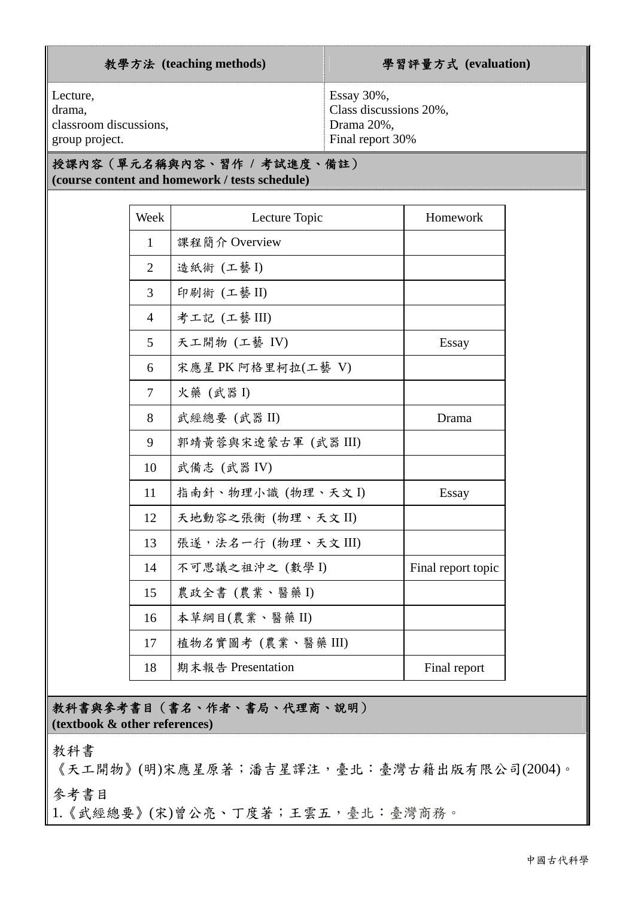| 教學方法 (teaching methods) | 學習評量方式 (evaluation) |
| --- | --- |
| Lecture,<br>drama,<br>classroom discussions,<br>group project. | Essay 30%,<br>Class discussions 20%,<br>Drama 20%,<br>Final report 30% |

**授課內容（單元名稱與內容、習作 / 考試進度、備註）**
**(course content and homework / tests schedule)**

| Week | Lecture Topic | Homework |
| --- | --- | --- |
| 1 | 課程簡介 Overview | |
| 2 | 造紙術 (工藝 I) | |
| 3 | 印刷術 (工藝 II) | |
| 4 | 考工記 (工藝 III) | |
| 5 | 天工開物 (工藝 IV) | Essay |
| 6 | 宋應星 PK 阿格里柯拉(工藝 V) | |
| 7 | 火藥 (武器 I) | |
| 8 | 武經總要 (武器 II) | Drama |
| 9 | 郭靖黃蓉與宋遼蒙古軍 (武器 III) | |
| 10 | 武備志 (武器 IV) | |
| 11 | 指南針、物理小識 (物理、天文 I) | Essay |
| 12 | 天地動容之張衡 (物理、天文 II) | |
| 13 | 張遂，法名一行 (物理、天文 III) | |
| 14 | 不可思議之祖沖之 (數學 I) | Final report topic |
| 15 | 農政全書 (農業、醫藥 I) | |
| 16 | 本草綱目(農業、醫藥 II) | |
| 17 | 植物名實圖考 (農業、醫藥 III) | |
| 18 | 期末報告 Presentation | Final report |

**教科書與參考書目（書名、作者、書局、代理商、說明）**
**(textbook & other references)**

教科書

《天工開物》(明)宋應星原著；潘吉星譯注，臺北：臺灣古籍出版有限公司(2004)。

參考書目

1.《武經總要》(宋)曾公亮、丁度著；王雲五，臺北：臺灣商務。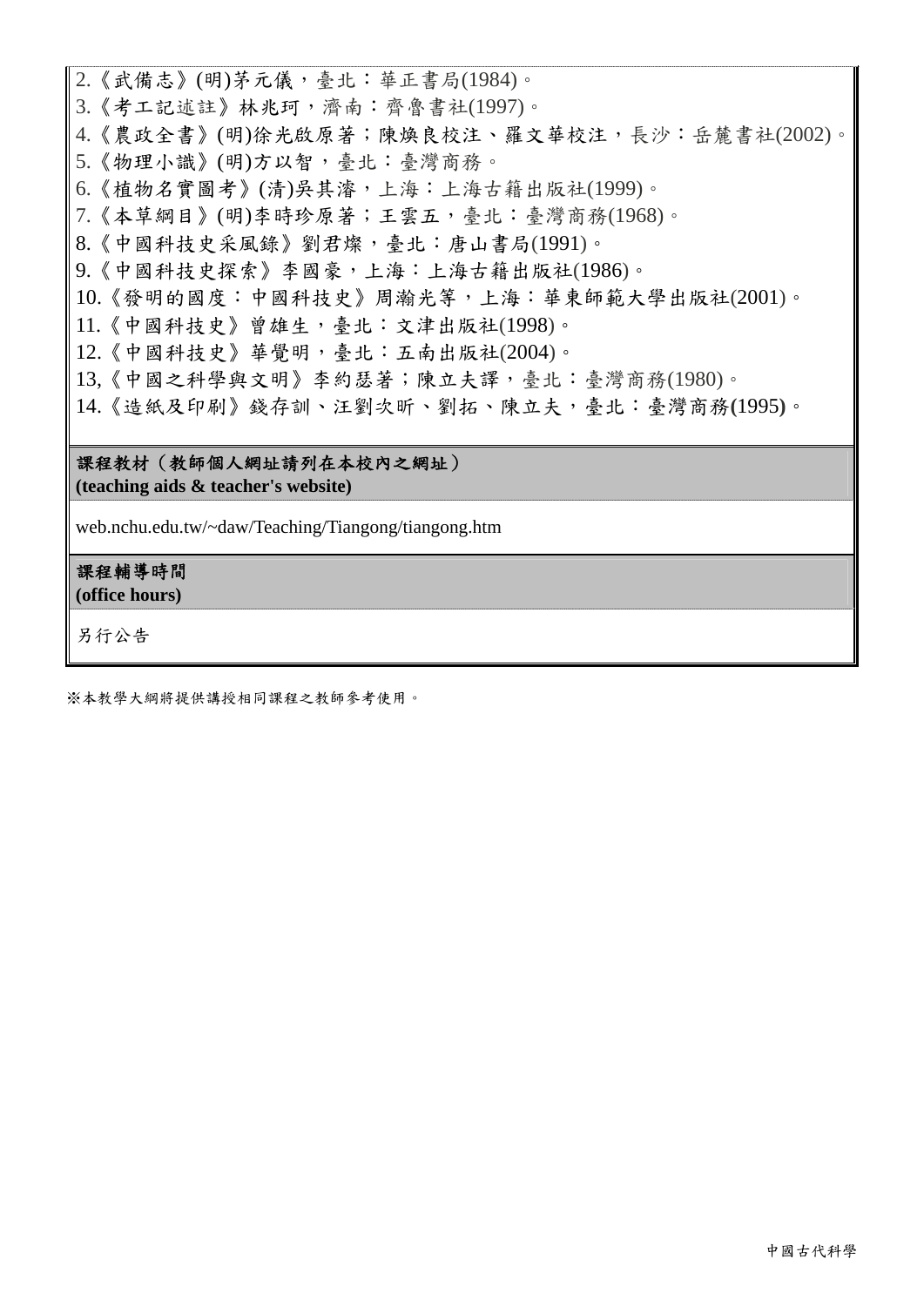2.《武備志》(明)茅元儀，臺北：華正書局(1984)。
3.《考工記述註》林兆珂，濟南：齊魯書社(1997)。
4.《農政全書》(明)徐光啟原著；陳煥良校注、羅文華校注，長沙：岳麓書社(2002)。
5.《物理小識》(明)方以智，臺北：臺灣商務。
6.《植物名實圖考》(清)吳其濬，上海：上海古籍出版社(1999)。
7.《本草綱目》(明)李時珍原著；王雲五，臺北：臺灣商務(1968)。
8.《中國科技史采風錄》劉君燦，臺北：唐山書局(1991)。
9.《中國科技史探索》李國豪，上海：上海古籍出版社(1986)。
10.《發明的國度：中國科技史》周瀚光等，上海：華東師範大學出版社(2001)。
11.《中國科技史》曾雄生，臺北：文津出版社(1998)。
12.《中國科技史》華覺明，臺北：五南出版社(2004)。
13,《中國之科學與文明》李約瑟著；陳立夫譯，臺北：臺灣商務(1980)。
14.《造紙及印刷》錢存訓、汪劉次昕、劉拓、陳立夫，臺北：臺灣商務(1995)。

**課程教材（教師個人網址請列在本校內之網址）**
**(teaching aids & teacher's website)**

web.nchu.edu.tw/~daw/Teaching/Tiangong/tiangong.htm

**課程輔導時間**
**(office hours)**

另行公告

※本教學大綱將提供講授相同課程之教師參考使用。